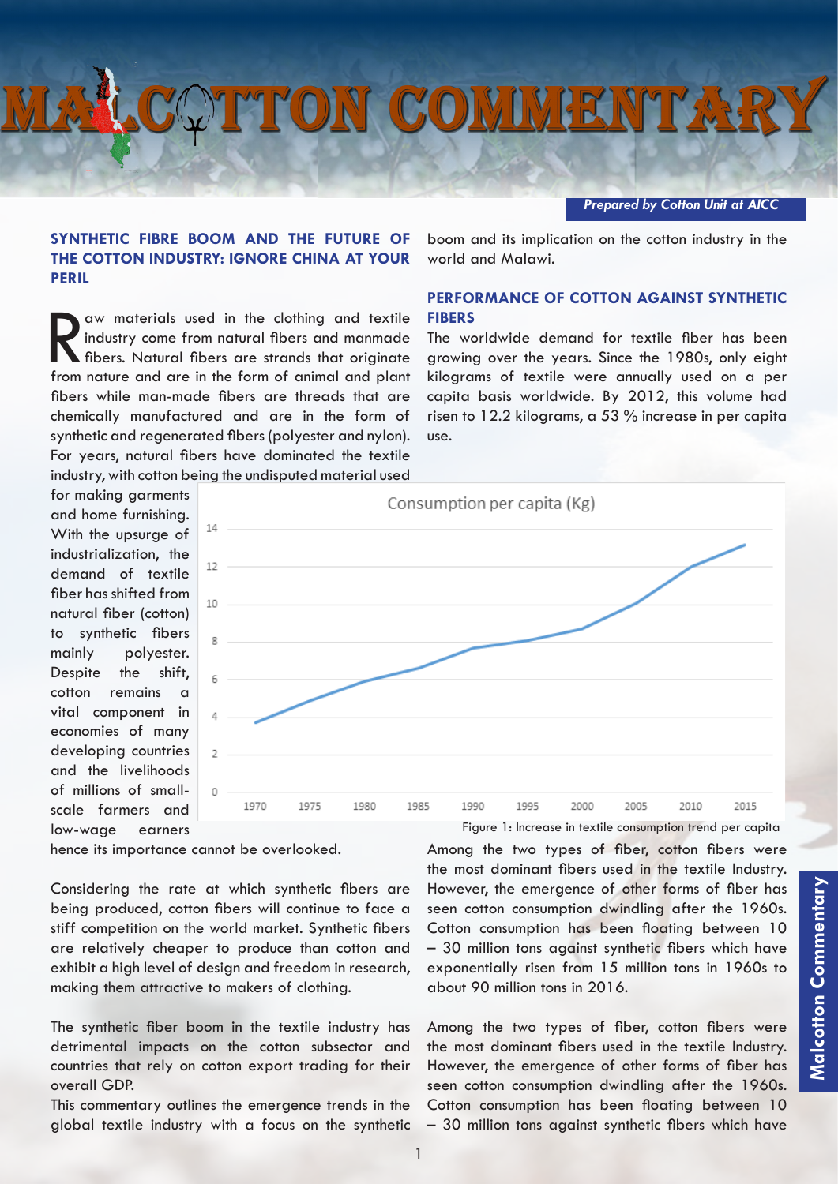# MALCOTTON COMMENTARY

*Prepared by Cotton Unit at AICC*

## SYNTHETIC FIBRE BOOM AND THE FUTURE OF THE COTTON INDUSTRY: IGNORE CHINA AT YOUR PERIL

Raw materials used in the clothing and textile industry come from natural fibers and manmade fibers. Natural fibers are strands that originate from nature and are in the form of animal and plant fibers while man-made fibers are threads that are chemically manufactured and are in the form of synthetic and regenerated fibers (polyester and nylon). For years, natural fibers have dominated the textile industry, with cotton being the undisputed material used for making garments and home furnishing. With the upsurge of industrialization, the demand of textile fiber has shifted from natural fiber (cotton) to synthetic fibers mainly polyester. Despite the shift, cotton remains a vital component in economies of many developing countries and the livelihoods of millions of small-scale farmers and low-wage earners hence its importance cannot be overlooked.

Considering the rate at which synthetic fibers are being produced, cotton fibers will continue to face a stiff competition on the world market. Synthetic fibers are relatively cheaper to produce than cotton and exhibit a high level of design and freedom in research, making them attractive to makers of clothing.

The synthetic fiber boom in the textile industry has detrimental impacts on the cotton subsector and countries that rely on cotton export trading for their overall GDP.

This commentary outlines the emergence trends in the global textile industry with a focus on the synthetic boom and its implication on the cotton industry in the world and Malawi.

## PERFORMANCE OF COTTON AGAINST SYNTHETIC FIBERS

The worldwide demand for textile fiber has been growing over the years. Since the 1980s, only eight kilograms of textile were annually used on a per capita basis worldwide. By 2012, this volume had risen to 12.2 kilograms, a 53 % increase in per capita use.

Figure 1: Increase in textile consumption trend per capita

Among the two types of fiber, cotton fibers were the most dominant fibers used in the textile Industry. However, the emergence of other forms of fiber has seen cotton consumption dwindling after the 1960s. Cotton consumption has been floating between 10 – 30 million tons against synthetic fibers which have exponentially risen from 15 million tons in 1960s to about 90 million tons in 2016.

Among the two types of fiber, cotton fibers were the most dominant fibers used in the textile Industry. However, the emergence of other forms of fiber has seen cotton consumption dwindling after the 1960s. Cotton consumption has been floating between 10 – 30 million tons against synthetic fibers which have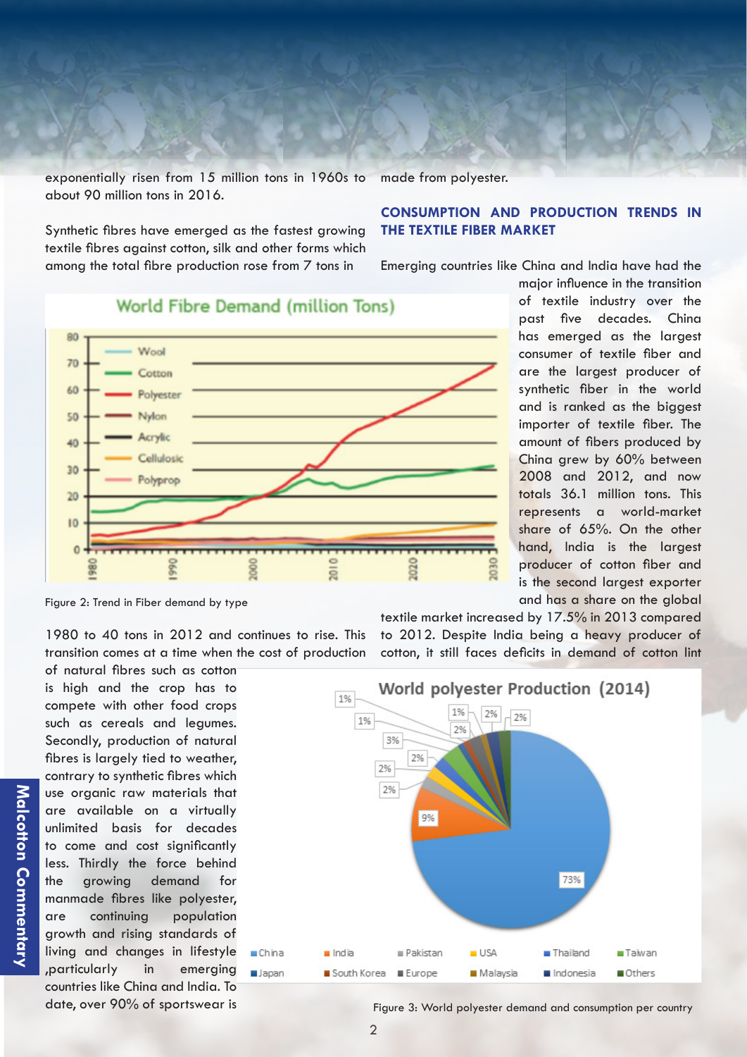exponentially risen from 15 million tons in 1960s to about 90 million tons in 2016.

Synthetic fibres have emerged as the fastest growing textile fibres against cotton, silk and other forms which among the total fibre production rose from 7 tons in 1980 to 40 tons in 2012 and continues to rise. This transition comes at a time when the cost of production of natural fibres such as cotton is high and the crop has to compete with other food crops such as cereals and legumes. Secondly, production of natural fibres is largely tied to weather, contrary to synthetic fibres which use organic raw materials that are available on a virtually unlimited basis for decades to come and cost significantly less. Thirdly the force behind the growing demand for manmade fibres like polyester, are continuing population growth and rising standards of living and changes in lifestyle ,particularly in emerging countries like China and India. To date, over 90% of sportswear is made from polyester.

Figure 2: Trend in Fiber demand by type

## CONSUMPTION AND PRODUCTION TRENDS IN THE TEXTILE FIBER MARKET

Emerging countries like China and India have had the major influence in the transition of textile industry over the past five decades. China has emerged as the largest consumer of textile fiber and are the largest producer of synthetic fiber in the world and is ranked as the biggest importer of textile fiber. The amount of fibers produced by China grew by 60% between 2008 and 2012, and now totals 36.1 million tons. This represents a world-market share of 65%. On the other hand, India is the largest producer of cotton fiber and is the second largest exporter and has a share on the global textile market increased by 17.5% in 2013 compared to 2012. Despite India being a heavy producer of cotton, it still faces deficits in demand of cotton lint

Figure 3: World polyester demand and consumption per country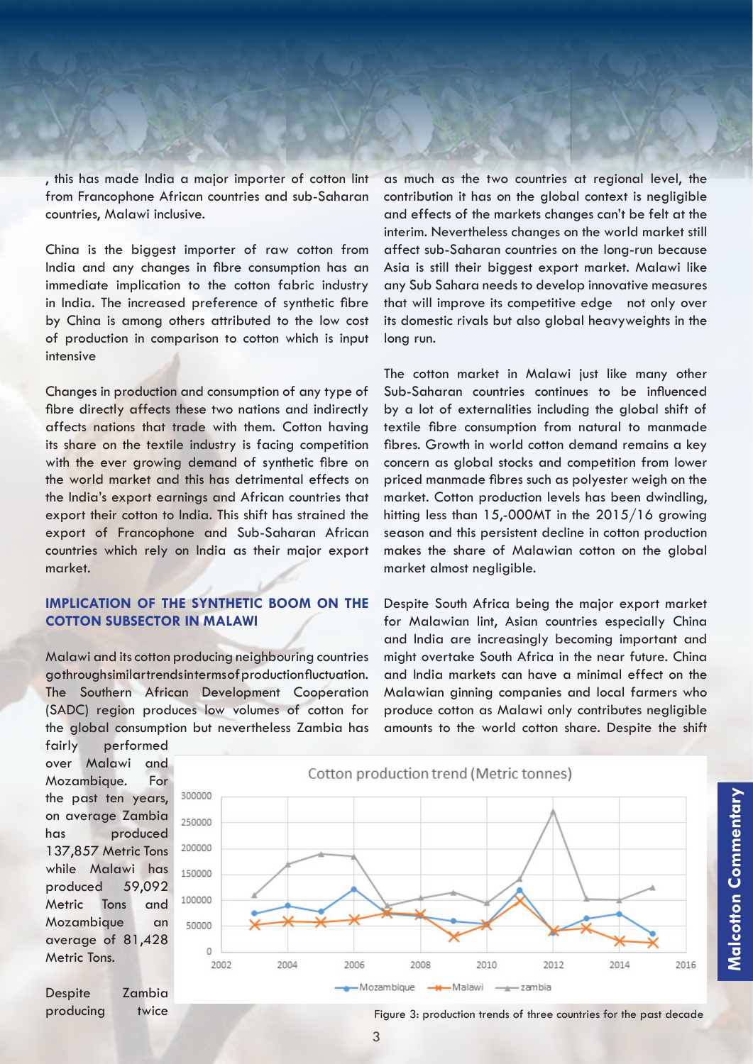, this has made India a major importer of cotton lint from Francophone African countries and sub-Saharan countries, Malawi inclusive.

China is the biggest importer of raw cotton from India and any changes in fibre consumption has an immediate implication to the cotton fabric industry in India. The increased preference of synthetic fibre by China is among others attributed to the low cost of production in comparison to cotton which is input intensive

Changes in production and consumption of any type of fibre directly affects these two nations and indirectly affects nations that trade with them. Cotton having its share on the textile industry is facing competition with the ever growing demand of synthetic fibre on the world market and this has detrimental effects on the India's export earnings and African countries that export their cotton to India. This shift has strained the export of Francophone and Sub-Saharan African countries which rely on India as their major export market.

## IMPLICATION OF THE SYNTHETIC BOOM ON THE COTTON SUBSECTOR IN MALAWI

Malawi and its cotton producing neighbouring countries go through similar trends in terms of production fluctuation. The Southern African Development Cooperation (SADC) region produces low volumes of cotton for the global consumption but nevertheless Zambia has fairly performed over Malawi and Mozambique. For the past ten years, on average Zambia has produced 137,857 Metric Tons while Malawi has produced 59,092 Metric Tons and Mozambique an average of 81,428 Metric Tons.

Despite Zambia producing twice as much as the two countries at regional level, the contribution it has on the global context is negligible and effects of the markets changes can't be felt at the interim. Nevertheless changes on the world market still affect sub-Saharan countries on the long-run because Asia is still their biggest export market. Malawi like any Sub Sahara needs to develop innovative measures that will improve its competitive edge not only over its domestic rivals but also global heavyweights in the long run.

The cotton market in Malawi just like many other Sub-Saharan countries continues to be influenced by a lot of externalities including the global shift of textile fibre consumption from natural to manmade fibres. Growth in world cotton demand remains a key concern as global stocks and competition from lower priced manmade fibres such as polyester weigh on the market. Cotton production levels has been dwindling, hitting less than 15,-000MT in the 2015/16 growing season and this persistent decline in cotton production makes the share of Malawian cotton on the global market almost negligible.

Despite South Africa being the major export market for Malawian lint, Asian countries especially China and India are increasingly becoming important and might overtake South Africa in the near future. China and India markets can have a minimal effect on the Malawian ginning companies and local farmers who produce cotton as Malawi only contributes negligible amounts to the world cotton share. Despite the shift

Figure 3: production trends of three countries for the past decade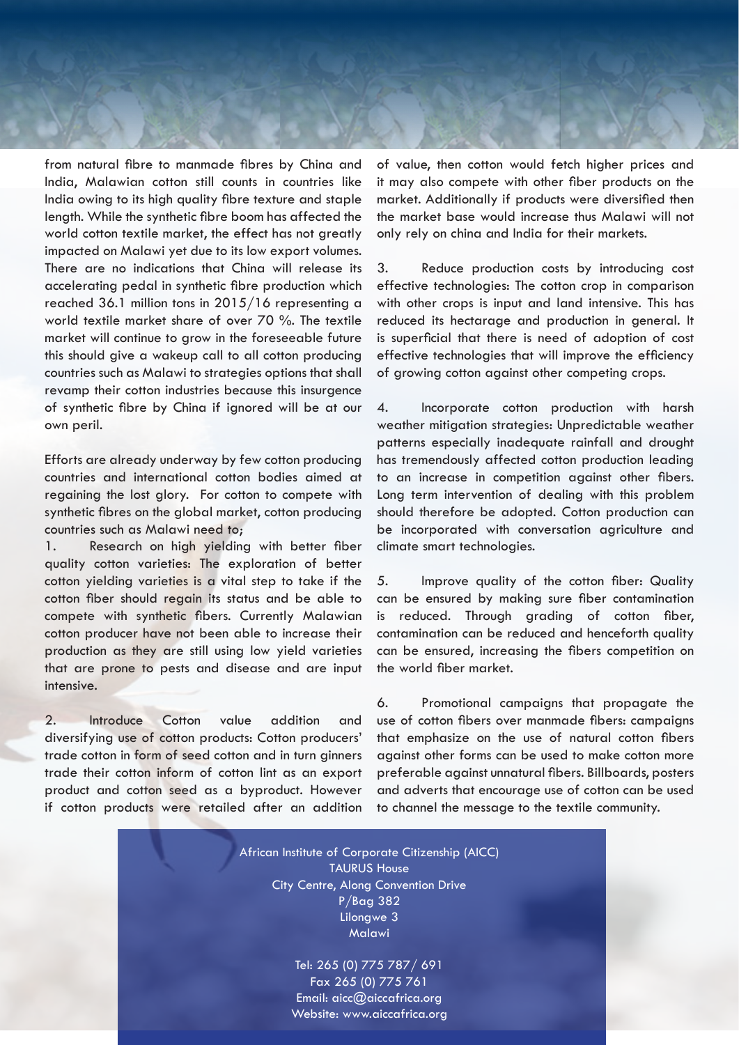from natural fibre to manmade fibres by China and India, Malawian cotton still counts in countries like India owing to its high quality fibre texture and staple length. While the synthetic fibre boom has affected the world cotton textile market, the effect has not greatly impacted on Malawi yet due to its low export volumes. There are no indications that China will release its accelerating pedal in synthetic fibre production which reached 36.1 million tons in 2015/16 representing a world textile market share of over 70 %. The textile market will continue to grow in the foreseeable future this should give a wakeup call to all cotton producing countries such as Malawi to strategies options that shall revamp their cotton industries because this insurgence of synthetic fibre by China if ignored will be at our own peril.

Efforts are already underway by few cotton producing countries and international cotton bodies aimed at regaining the lost glory. For cotton to compete with synthetic fibres on the global market, cotton producing countries such as Malawi need to;

1. Research on high yielding with better fiber quality cotton varieties: The exploration of better cotton yielding varieties is a vital step to take if the cotton fiber should regain its status and be able to compete with synthetic fibers. Currently Malawian cotton producer have not been able to increase their production as they are still using low yield varieties that are prone to pests and disease and are input intensive.

2. Introduce Cotton value addition and diversifying use of cotton products: Cotton producers' trade cotton in form of seed cotton and in turn ginners trade their cotton inform of cotton lint as an export product and cotton seed as a byproduct. However if cotton products were retailed after an addition of value, then cotton would fetch higher prices and it may also compete with other fiber products on the market. Additionally if products were diversified then the market base would increase thus Malawi will not only rely on china and India for their markets.

3. Reduce production costs by introducing cost effective technologies: The cotton crop in comparison with other crops is input and land intensive. This has reduced its hectarage and production in general. It is superficial that there is need of adoption of cost effective technologies that will improve the efficiency of growing cotton against other competing crops.

4. Incorporate cotton production with harsh weather mitigation strategies: Unpredictable weather patterns especially inadequate rainfall and drought has tremendously affected cotton production leading to an increase in competition against other fibers. Long term intervention of dealing with this problem should therefore be adopted. Cotton production can be incorporated with conversation agriculture and climate smart technologies.

5. Improve quality of the cotton fiber: Quality can be ensured by making sure fiber contamination is reduced. Through grading of cotton fiber, contamination can be reduced and henceforth quality can be ensured, increasing the fibers competition on the world fiber market.

6. Promotional campaigns that propagate the use of cotton fibers over manmade fibers: campaigns that emphasize on the use of natural cotton fibers against other forms can be used to make cotton more preferable against unnatural fibers. Billboards, posters and adverts that encourage use of cotton can be used to channel the message to the textile community.

African Institute of Corporate Citizenship (AICC)
TAURUS House
City Centre, Along Convention Drive
P/Bag 382
Lilongwe 3
Malawi

Tel: 265 (0) 775 787/ 691
Fax 265 (0) 775 761
Email: aicc@aiccafrica.org
Website: www.aiccafrica.org